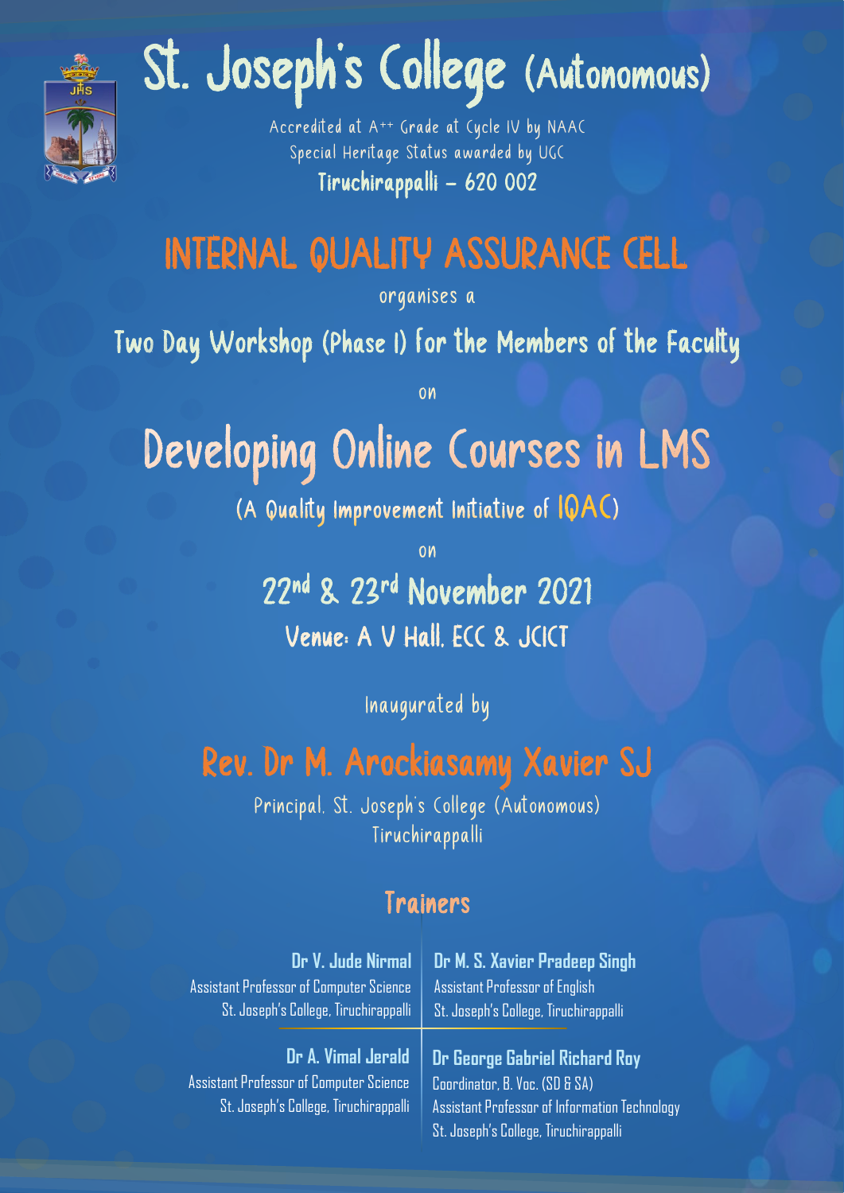# St. Joseph's College (Autonomous)

Accredited at A++ Grade at Cycle IV by NAAC

Special Heritage Status awarded by UGC

Tiruchirappalli – 620 002

## INTERNAL QUALITY ASSURANCE CELL

organises a

### Two Day Workshop (Phase I) for the Members of the Faculty

on

# Developing Online Courses in LMS

(A Quality Improvement Initiative of IQAC)

on

**22nd & 23rd November 2021**

**Venue: A V Hall, ECC & JCICT**

Inaugurated by

## Rev. Dr M. Arockiasamy Xavier SJ

Principal, St. Joseph's College (Autonomous)
Tiruchirappalli

### Trainers

**Dr V. Jude Nirmal**
Assistant Professor of Computer Science
St. Joseph's College, Tiruchirappalli

**Dr M. S. Xavier Pradeep Singh**
Assistant Professor of English
St. Joseph's College, Tiruchirappalli

**Dr A. Vimal Jerald**
Assistant Professor of Computer Science
St. Joseph's College, Tiruchirappalli

**Dr George Gabriel Richard Roy**
Coordinator, B. Voc. (SD & SA)
Assistant Professor of Information Technology
St. Joseph's College, Tiruchirappalli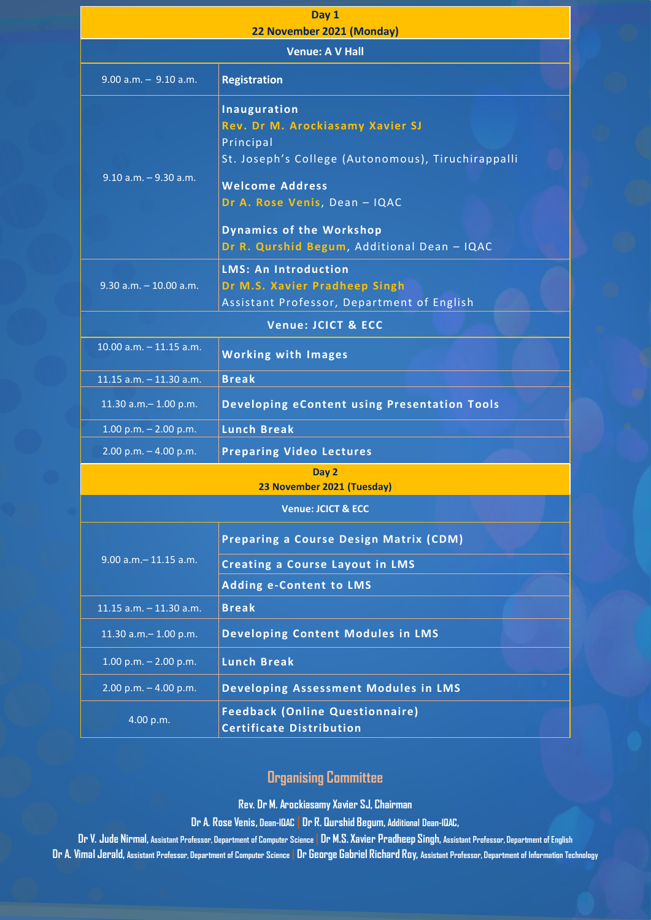| | |
|---|---|
| **Day 1** | |
| **22 November 2021 (Monday)** | |
| **Venue: A V Hall** | |
| 9.00 a.m. – 9.10 a.m. | **Registration** |
| 9.10 a.m. – 9.30 a.m. | **Inauguration**<br>**Rev. Dr M. Arockiasamy Xavier SJ**<br>Principal<br>St. Joseph's College (Autonomous), Tiruchirappalli<br>**Welcome Address**<br>**Dr A. Rose Venis**, Dean – IQAC<br>**Dynamics of the Workshop**<br>**Dr R. Qurshid Begum**, Additional Dean – IQAC |
| 9.30 a.m. – 10.00 a.m. | **LMS: An Introduction**<br>**Dr M.S. Xavier Pradheep Singh**<br>Assistant Professor, Department of English |
| **Venue: JCICT & ECC** | |
| 10.00 a.m. – 11.15 a.m. | **Working with Images** |
| 11.15 a.m. – 11.30 a.m. | **Break** |
| 11.30 a.m.– 1.00 p.m. | **Developing eContent using Presentation Tools** |
| 1.00 p.m. – 2.00 p.m. | **Lunch Break** |
| 2.00 p.m. – 4.00 p.m. | **Preparing Video Lectures** |
| **Day 2** | |
| **23 November 2021 (Tuesday)** | |
| **Venue: JCICT & ECC** | |
| 9.00 a.m.– 11.15 a.m. | **Preparing a Course Design Matrix (CDM)** |
| | **Creating a Course Layout in LMS** |
| | **Adding e-Content to LMS** |
| 11.15 a.m. – 11.30 a.m. | **Break** |
| 11.30 a.m.– 1.00 p.m. | **Developing Content Modules in LMS** |
| 1.00 p.m. – 2.00 p.m. | **Lunch Break** |
| 2.00 p.m. – 4.00 p.m. | **Developing Assessment Modules in LMS** |
| 4.00 p.m. | **Feedback (Online Questionnaire)**<br>**Certificate Distribution** |

## Organising Committee

**Rev. Dr M. Arockiasamy Xavier SJ, Chairman**

**Dr A. Rose Venis**, Dean-IQAC | **Dr R. Qurshid Begum**, Additional Dean-IQAC,

**Dr V. Jude Nirmal**, Assistant Professor, Department of Computer Science | **Dr M.S. Xavier Pradheep Singh**, Assistant Professor, Department of English

**Dr A. Vimal Jerald**, Assistant Professor, Department of Computer Science | **Dr George Gabriel Richard Roy**, Assistant Professor, Department of Information Technology